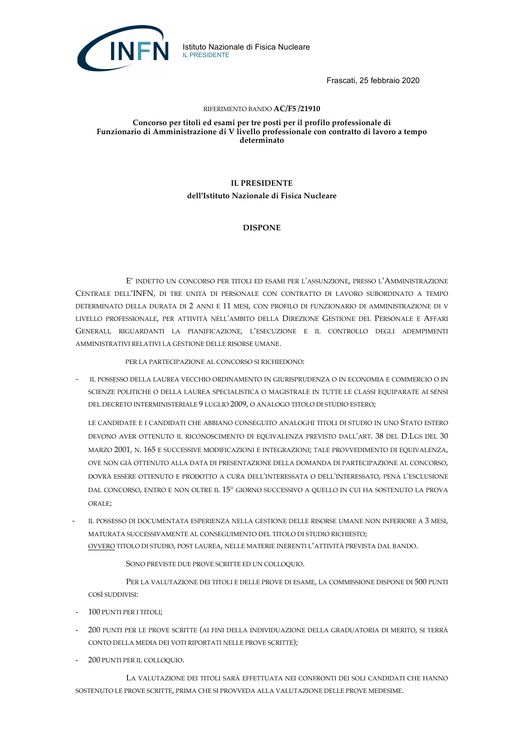Istituto Nazionale di Fisica Nucleare
IL PRESIDENTE

Frascati, 25 febbraio 2020

RIFERIMENTO BANDO **AC/F5 /21910**

**Concorso per titoli ed esami per tre posti per il profilo professionale di Funzionario di Amministrazione di V livello professionale con contratto di lavoro a tempo determinato**

**IL PRESIDENTE**
**dell'Istituto Nazionale di Fisica Nucleare**

**DISPONE**

E' INDETTO UN CONCORSO PER TITOLI ED ESAMI PER L'ASSUNZIONE, PRESSO L'AMMINISTRAZIONE CENTRALE DELL'INFN, DI TRE UNITÀ DI PERSONALE CON CONTRATTO DI LAVORO SUBORDINATO A TEMPO DETERMINATO DELLA DURATA DI 2 ANNI E 11 MESI, CON PROFILO DI FUNZIONARIO DI AMMINISTRAZIONE DI V LIVELLO PROFESSIONALE, PER ATTIVITÀ NELL'AMBITO DELLA DIREZIONE GESTIONE DEL PERSONALE E AFFARI GENERALI, RIGUARDANTI LA PIANIFICAZIONE, L'ESECUZIONE E IL CONTROLLO DEGLI ADEMPIMENTI AMMINISTRATIVI RELATIVI LA GESTIONE DELLE RISORSE UMANE.

PER LA PARTECIPAZIONE AL CONCORSO SI RICHIEDONO:

- IL POSSESSO DELLA LAUREA VECCHIO ORDINAMENTO IN GIURISPRUDENZA O IN ECONOMIA E COMMERCIO O IN SCIENZE POLITICHE O DELLA LAUREA SPECIALISTICA O MAGISTRALE IN TUTTE LE CLASSI EQUIPARATE AI SENSI DEL DECRETO INTERMINISTERIALE 9 LUGLIO 2009, O ANALOGO TITOLO DI STUDIO ESTERO;

  LE CANDIDATE E I CANDIDATI CHE ABBIANO CONSEGUITO ANALOGHI TITOLI DI STUDIO IN UNO STATO ESTERO DEVONO AVER OTTENUTO IL RICONOSCIMENTO DI EQUIVALENZA PREVISTO DALL'ART. 38 DEL D.LGS DEL 30 MARZO 2001, N. 165 E SUCCESSIVE MODIFICAZIONI E INTEGRAZIONI; TALE PROVVEDIMENTO DI EQUIVALENZA, OVE NON GIÀ OTTENUTO ALLA DATA DI PRESENTAZIONE DELLA DOMANDA DI PARTECIPAZIONE AL CONCORSO, DOVRÀ ESSERE OTTENUTO E PRODOTTO A CURA DELL'INTERESSATA O DELL'INTERESSATO, PENA L'ESCLUSIONE DAL CONCORSO, ENTRO E NON OLTRE IL 15° GIORNO SUCCESSIVO A QUELLO IN CUI HA SOSTENUTO LA PROVA ORALE;

- IL POSSESSO DI DOCUMENTATA ESPERIENZA NELLA GESTIONE DELLE RISORSE UMANE NON INFERIORE A 3 MESI, MATURATA SUCCESSIVAMENTE AL CONSEGUIMENTO DEL TITOLO DI STUDIO RICHIESTO;
  OVVERO TITOLO DI STUDIO, POST LAUREA, NELLE MATERIE INERENTI L'ATTIVITÀ PREVISTA DAL BANDO.

SONO PREVISTE DUE PROVE SCRITTE ED UN COLLOQUIO.

PER LA VALUTAZIONE DEI TITOLI E DELLE PROVE DI ESAME, LA COMMISSIONE DISPONE DI 500 PUNTI COSÌ SUDDIVISI:

- 100 PUNTI PER I TITOLI;
- 200 PUNTI PER LE PROVE SCRITTE (AI FINI DELLA INDIVIDUAZIONE DELLA GRADUATORIA DI MERITO, SI TERRÀ CONTO DELLA MEDIA DEI VOTI RIPORTATI NELLE PROVE SCRITTE);
- 200 PUNTI PER IL COLLOQUIO.

LA VALUTAZIONE DEI TITOLI SARÀ EFFETTUATA NEI CONFRONTI DEI SOLI CANDIDATI CHE HANNO SOSTENUTO LE PROVE SCRITTE, PRIMA CHE SI PROVVEDA ALLA VALUTAZIONE DELLE PROVE MEDESIME.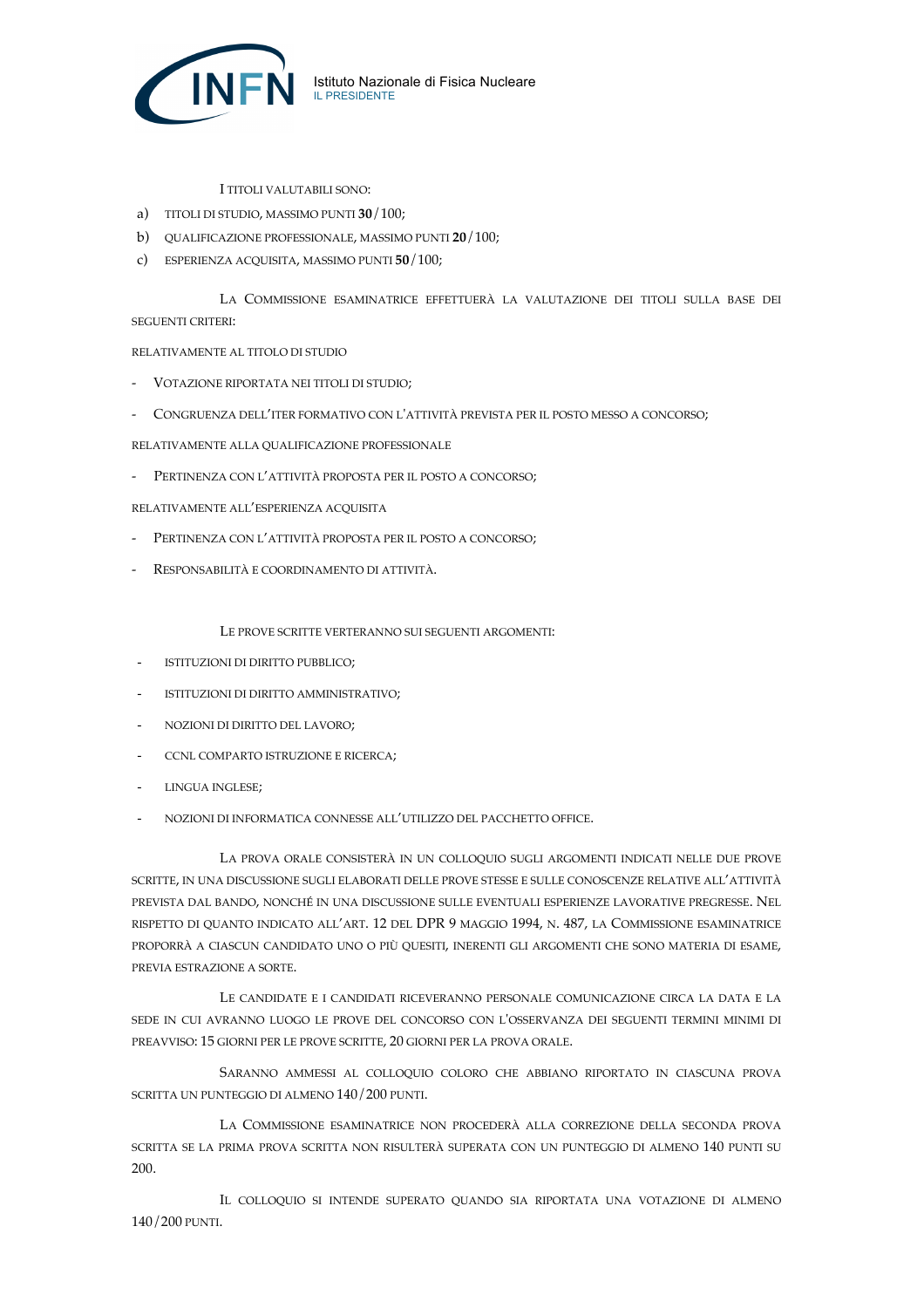I titoli valutabili sono:

a) titoli di studio, massimo punti **30**/100;
b) qualificazione professionale, massimo punti **20**/100;
c) esperienza acquisita, massimo punti **50**/100;

La Commissione esaminatrice effettuerà la valutazione dei titoli sulla base dei seguenti criteri:

relativamente al titolo di studio

- Votazione riportata nei titoli di studio;
- Congruenza dell'iter formativo con l'attività prevista per il posto messo a concorso;

relativamente alla qualificazione professionale

- Pertinenza con l'attività proposta per il posto a concorso;

relativamente all'esperienza acquisita

- Pertinenza con l'attività proposta per il posto a concorso;
- Responsabilità e coordinamento di attività.

Le prove scritte verteranno sui seguenti argomenti:

- istituzioni di diritto pubblico;
- istituzioni di diritto amministrativo;
- nozioni di diritto del lavoro;
- CCNL comparto istruzione e ricerca;
- lingua inglese;
- nozioni di informatica connesse all'utilizzo del pacchetto office.

La prova orale consisterà in un colloquio sugli argomenti indicati nelle due prove scritte, in una discussione sugli elaborati delle prove stesse e sulle conoscenze relative all'attività prevista dal bando, nonché in una discussione sulle eventuali esperienze lavorative pregresse. Nel rispetto di quanto indicato all'art. 12 del DPR 9 maggio 1994, n. 487, la Commissione esaminatrice proporrà a ciascun candidato uno o più quesiti, inerenti gli argomenti che sono materia di esame, previa estrazione a sorte.

Le candidate e i candidati riceveranno personale comunicazione circa la data e la sede in cui avranno luogo le prove del concorso con l'osservanza dei seguenti termini minimi di preavviso: 15 giorni per le prove scritte, 20 giorni per la prova orale.

Saranno ammessi al colloquio coloro che abbiano riportato in ciascuna prova scritta un punteggio di almeno 140/200 punti.

La Commissione esaminatrice non procederà alla correzione della seconda prova scritta se la prima prova scritta non risulterà superata con un punteggio di almeno 140 punti su 200.

Il colloquio si intende superato quando sia riportata una votazione di almeno 140/200 punti.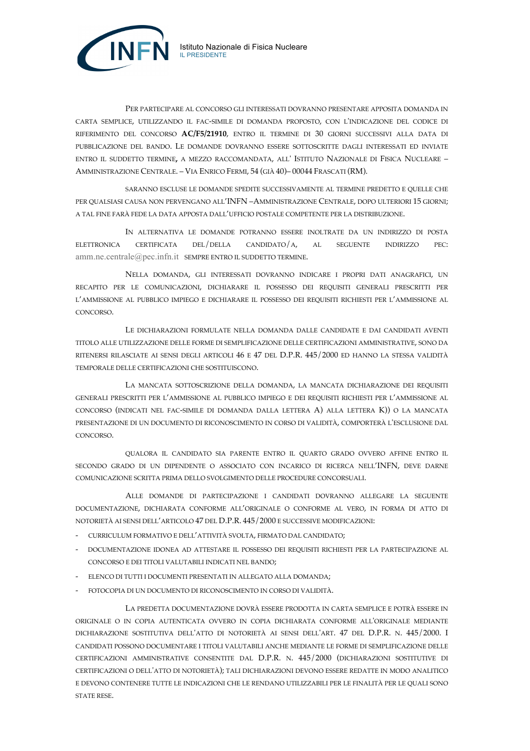Per partecipare al concorso gli interessati dovranno presentare apposita domanda in carta semplice, utilizzando il fac-simile di domanda proposto, con l'indicazione del codice di riferimento del concorso **AC/F5/21910**, entro il termine di 30 giorni successivi alla data di pubblicazione del bando. Le domande dovranno essere sottoscritte dagli interessati ed inviate entro il suddetto termine, a mezzo raccomandata, all' Istituto Nazionale di Fisica Nucleare – Amministrazione Centrale. – Via Enrico Fermi, 54 (già 40)– 00044 Frascati (RM).

Saranno escluse le domande spedite successivamente al termine predetto e quelle che per qualsiasi causa non pervengano all'INFN –Amministrazione Centrale, dopo ulteriori 15 giorni; a tal fine farà fede la data apposta dall'ufficio postale competente per la distribuzione.

In alternativa le domande potranno essere inoltrate da un indirizzo di posta elettronica certificata del/della candidato/a, al seguente indirizzo PEC: amm.ne.centrale@pec.infn.it sempre entro il suddetto termine.

Nella domanda, gli interessati dovranno indicare i propri dati anagrafici, un recapito per le comunicazioni, dichiarare il possesso dei requisiti generali prescritti per l'ammissione al pubblico impiego e dichiarare il possesso dei requisiti richiesti per l'ammissione al concorso.

Le dichiarazioni formulate nella domanda dalle candidate e dai candidati aventi titolo alle utilizzazione delle forme di semplificazione delle certificazioni amministrative, sono da ritenersi rilasciate ai sensi degli articoli 46 e 47 del D.P.R. 445/2000 ed hanno la stessa validità temporale delle certificazioni che sostituiscono.

La mancata sottoscrizione della domanda, la mancata dichiarazione dei requisiti generali prescritti per l'ammissione al pubblico impiego e dei requisiti richiesti per l'ammissione al concorso (indicati nel fac-simile di domanda dalla lettera A) alla lettera K)) o la mancata presentazione di un documento di riconoscimento in corso di validità, comporterà l'esclusione dal concorso.

Qualora il candidato sia parente entro il quarto grado ovvero affine entro il secondo grado di un dipendente o associato con incarico di ricerca nell'INFN, deve darne comunicazione scritta prima dello svolgimento delle procedure concorsuali.

Alle domande di partecipazione i candidati dovranno allegare la seguente documentazione, dichiarata conforme all'originale o conforme al vero, in forma di atto di notorietà ai sensi dell'articolo 47 del D.P.R. 445/2000 e successive modificazioni:

- curriculum formativo e dell'attività svolta, firmato dal candidato;
- documentazione idonea ad attestare il possesso dei requisiti richiesti per la partecipazione al concorso e dei titoli valutabili indicati nel bando;
- elenco di tutti i documenti presentati in allegato alla domanda;
- fotocopia di un documento di riconoscimento in corso di validità.

La predetta documentazione dovrà essere prodotta in carta semplice e potrà essere in originale o in copia autenticata ovvero in copia dichiarata conforme all'originale mediante dichiarazione sostitutiva dell'atto di notorietà ai sensi dell'art. 47 del D.P.R. n. 445/2000. I candidati possono documentare i titoli valutabili anche mediante le forme di semplificazione delle certificazioni amministrative consentite dal D.P.R. n. 445/2000 (dichiarazioni sostitutive di certificazioni o dell'atto di notorietà); tali dichiarazioni devono essere redatte in modo analitico e devono contenere tutte le indicazioni che le rendano utilizzabili per le finalità per le quali sono state rese.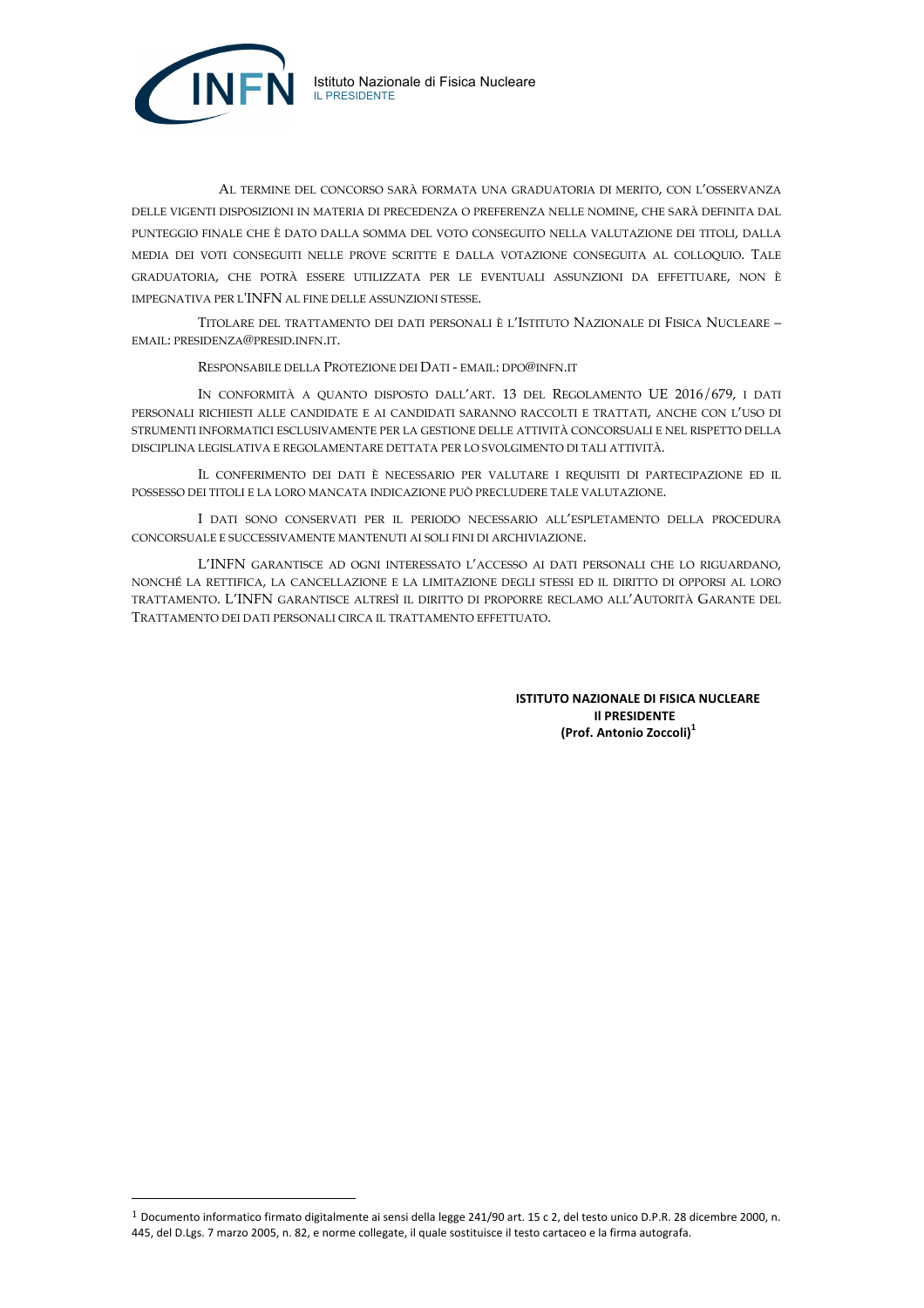Al termine del concorso sarà formata una graduatoria di merito, con l'osservanza delle vigenti disposizioni in materia di precedenza o preferenza nelle nomine, che sarà definita dal punteggio finale che è dato dalla somma del voto conseguito nella valutazione dei titoli, dalla media dei voti conseguiti nelle prove scritte e dalla votazione conseguita al colloquio. Tale graduatoria, che potrà essere utilizzata per le eventuali assunzioni da effettuare, non è impegnativa per l'INFN al fine delle assunzioni stesse.

Titolare del trattamento dei dati personali è l'Istituto Nazionale di Fisica Nucleare – email: presidenza@presid.infn.it.

Responsabile della Protezione dei Dati - email: dpo@infn.it

In conformità a quanto disposto dall'art. 13 del Regolamento UE 2016/679, i dati personali richiesti alle candidate e ai candidati saranno raccolti e trattati, anche con l'uso di strumenti informatici esclusivamente per la gestione delle attività concorsuali e nel rispetto della disciplina legislativa e regolamentare dettata per lo svolgimento di tali attività.

Il conferimento dei dati è necessario per valutare i requisiti di partecipazione ed il possesso dei titoli e la loro mancata indicazione può precludere tale valutazione.

I dati sono conservati per il periodo necessario all'espletamento della procedura concorsuale e successivamente mantenuti ai soli fini di archiviazione.

L'INFN garantisce ad ogni interessato l'accesso ai dati personali che lo riguardano, nonché la rettifica, la cancellazione e la limitazione degli stessi ed il diritto di opporsi al loro trattamento. L'INFN garantisce altresì il diritto di proporre reclamo all'Autorità Garante del Trattamento dei dati personali circa il trattamento effettuato.

**ISTITUTO NAZIONALE DI FISICA NUCLEARE**
**Il PRESIDENTE**
**(Prof. Antonio Zoccoli)[1]**

---

[1] Documento informatico firmato digitalmente ai sensi della legge 241/90 art. 15 c 2, del testo unico D.P.R. 28 dicembre 2000, n. 445, del D.Lgs. 7 marzo 2005, n. 82, e norme collegate, il quale sostituisce il testo cartaceo e la firma autografa.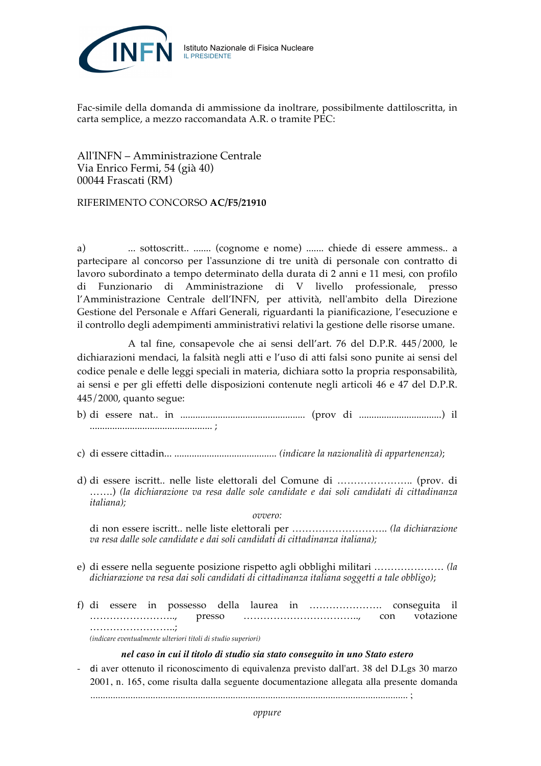Fac-simile della domanda di ammissione da inoltrare, possibilmente dattiloscritta, in carta semplice, a mezzo raccomandata A.R. o tramite PEC:

All'INFN – Amministrazione Centrale
Via Enrico Fermi, 54 (già 40)
00044 Frascati (RM)

RIFERIMENTO CONCORSO **AC/F5/21910**

a) ... sottoscritt.. ....... (cognome e nome) ....... chiede di essere ammess.. a partecipare al concorso per l'assunzione di tre unità di personale con contratto di lavoro subordinato a tempo determinato della durata di 2 anni e 11 mesi, con profilo di Funzionario di Amministrazione di V livello professionale, presso l'Amministrazione Centrale dell'INFN, per attività, nell'ambito della Direzione Gestione del Personale e Affari Generali, riguardanti la pianificazione, l'esecuzione e il controllo degli adempimenti amministrativi relativi la gestione delle risorse umane.

A tal fine, consapevole che ai sensi dell'art. 76 del D.P.R. 445/2000, le dichiarazioni mendaci, la falsità negli atti e l'uso di atti falsi sono punite ai sensi del codice penale e delle leggi speciali in materia, dichiara sotto la propria responsabilità, ai sensi e per gli effetti delle disposizioni contenute negli articoli 46 e 47 del D.P.R. 445/2000, quanto segue:

b) di essere nat.. in ................................................. (prov di ................................) il ................................................ ;

c) di essere cittadin... ........................................ *(indicare la nazionalità di appartenenza)*;

d) di essere iscritt.. nelle liste elettorali del Comune di ………………….. (prov. di …….) *(la dichiarazione va resa dalle sole candidate e dai soli candidati di cittadinanza italiana);*

*ovvero:*

di non essere iscritt.. nelle liste elettorali per ……………………….. *(la dichiarazione va resa dalle sole candidate e dai soli candidati di cittadinanza italiana);*

e) di essere nella seguente posizione rispetto agli obblighi militari ………………… *(la dichiarazione va resa dai soli candidati di cittadinanza italiana soggetti a tale obbligo)*;

f) di essere in possesso della laurea in …………………. conseguita il …………………….., presso …………………………….., con votazione ……………………..;
*(indicare eventualmente ulteriori titoli di studio superiori)*

***nel caso in cui il titolo di studio sia stato conseguito in uno Stato estero***

- di aver ottenuto il riconoscimento di equivalenza previsto dall'art. 38 del D.Lgs 30 marzo 2001, n. 165, come risulta dalla seguente documentazione allegata alla presente domanda ............................................................................................................................. ;

*oppure*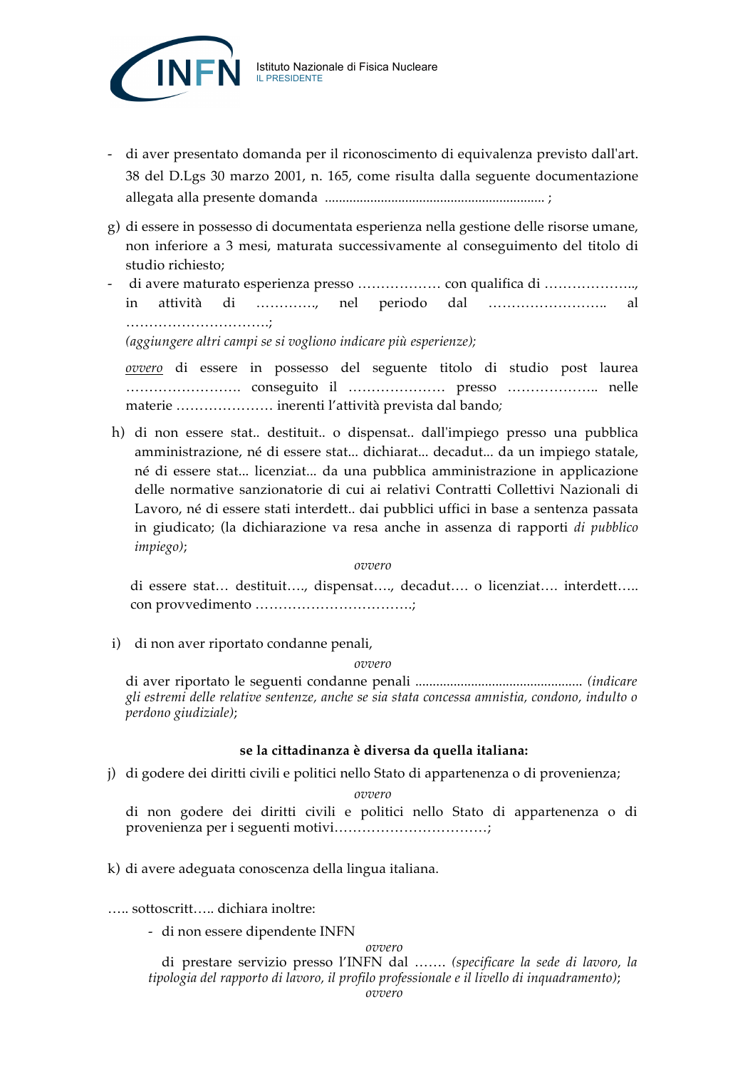- di aver presentato domanda per il riconoscimento di equivalenza previsto dall'art. 38 del D.Lgs 30 marzo 2001, n. 165, come risulta dalla seguente documentazione allegata alla presente domanda ................................................................ ;

g) di essere in possesso di documentata esperienza nella gestione delle risorse umane, non inferiore a 3 mesi, maturata successivamente al conseguimento del titolo di studio richiesto;

- di avere maturato esperienza presso ……………… con qualifica di ………………., in attività di …………., nel periodo dal …………………….. al ………………………….;

  *(aggiungere altri campi se si vogliono indicare più esperienze);*

  *ovvero* di essere in possesso del seguente titolo di studio post laurea ……………………. conseguito il ………………… presso ……………….. nelle materie ………………… inerenti l'attività prevista dal bando;

h) di non essere stat.. destituit.. o dispensat.. dall'impiego presso una pubblica amministrazione, né di essere stat... dichiarat... decadut... da un impiego statale, né di essere stat... licenziat... da una pubblica amministrazione in applicazione delle normative sanzionatorie di cui ai relativi Contratti Collettivi Nazionali di Lavoro, né di essere stati interdett.. dai pubblici uffici in base a sentenza passata in giudicato; (la dichiarazione va resa anche in assenza di rapporti *di pubblico impiego);*

*ovvero*

di essere stat… destituit…., dispensat…., decadut…. o licenziat…. interdett….. con provvedimento …………………………….;

i) di non aver riportato condanne penali,

*ovvero*

di aver riportato le seguenti condanne penali ................................................ *(indicare gli estremi delle relative sentenze, anche se sia stata concessa amnistia, condono, indulto o perdono giudiziale);*

**se la cittadinanza è diversa da quella italiana:**

j) di godere dei diritti civili e politici nello Stato di appartenenza o di provenienza;

*ovvero*

di non godere dei diritti civili e politici nello Stato di appartenenza o di provenienza per i seguenti motivi…………………………….;

k) di avere adeguata conoscenza della lingua italiana.

….. sottoscritt….. dichiara inoltre:

- di non essere dipendente INFN

  *ovvero*

  di prestare servizio presso l'INFN dal ……. *(specificare la sede di lavoro, la tipologia del rapporto di lavoro, il profilo professionale e il livello di inquadramento);*

  *ovvero*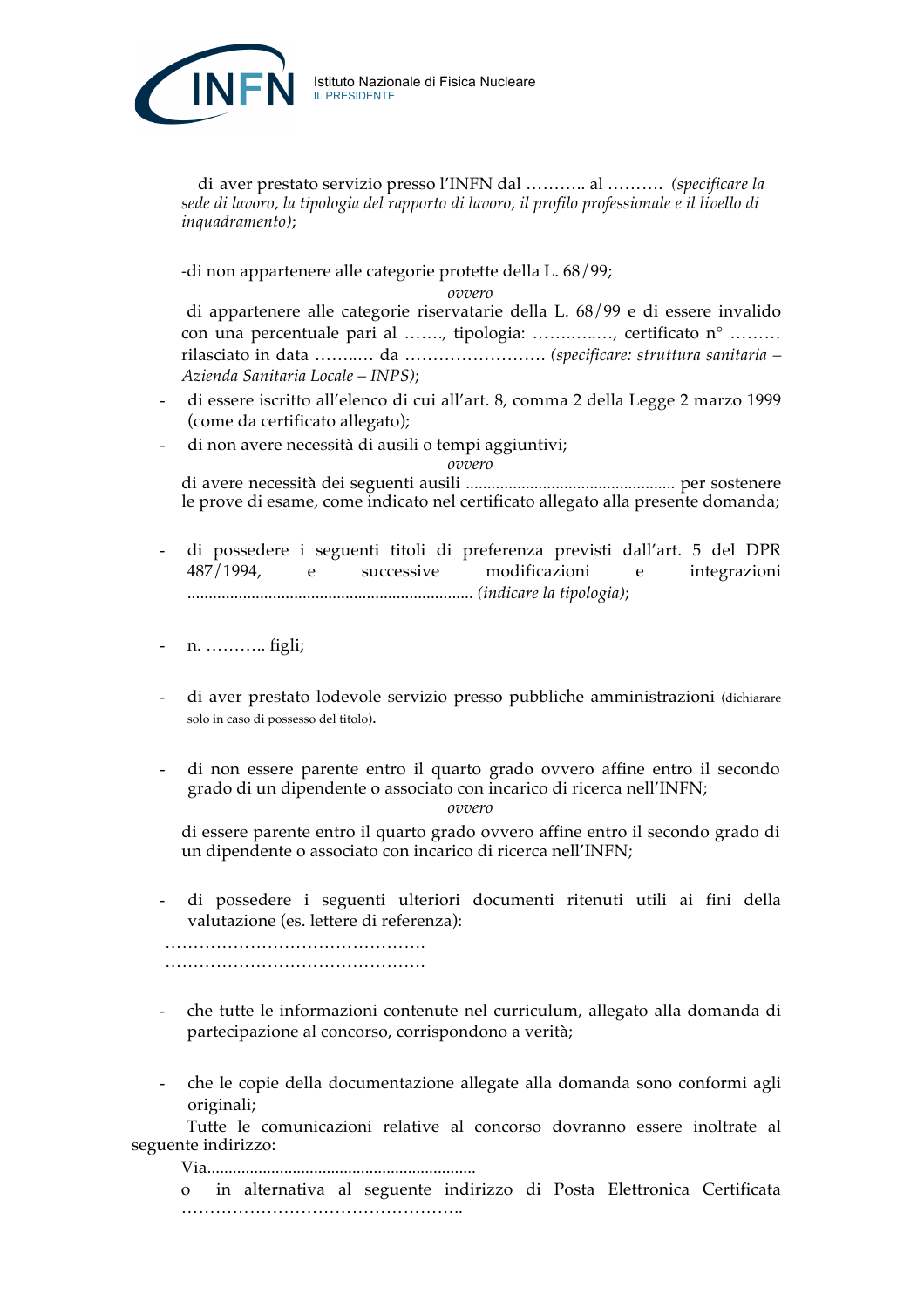di aver prestato servizio presso l'INFN dal ……….. al ………. *(specificare la sede di lavoro, la tipologia del rapporto di lavoro, il profilo professionale e il livello di inquadramento)*;

-di non appartenere alle categorie protette della L. 68/99;

*ovvero*

di appartenere alle categorie riservatarie della L. 68/99 e di essere invalido con una percentuale pari al ……., tipologia: …………..…, certificato n° ……… rilasciato in data ……..… da ……………………. *(specificare: struttura sanitaria – Azienda Sanitaria Locale – INPS)*;

- di essere iscritto all'elenco di cui all'art. 8, comma 2 della Legge 2 marzo 1999 (come da certificato allegato);
- di non avere necessità di ausili o tempi aggiuntivi;

*ovvero*

di avere necessità dei seguenti ausili ................................................ per sostenere le prove di esame, come indicato nel certificato allegato alla presente domanda;

- di possedere i seguenti titoli di preferenza previsti dall'art. 5 del DPR 487/1994, e successive modificazioni e integrazioni .................................................................. *(indicare la tipologia)*;

- n. ……….. figli;

- di aver prestato lodevole servizio presso pubbliche amministrazioni (dichiarare solo in caso di possesso del titolo).

- di non essere parente entro il quarto grado ovvero affine entro il secondo grado di un dipendente o associato con incarico di ricerca nell'INFN;

*ovvero*

di essere parente entro il quarto grado ovvero affine entro il secondo grado di un dipendente o associato con incarico di ricerca nell'INFN;

- di possedere i seguenti ulteriori documenti ritenuti utili ai fini della valutazione (es. lettere di referenza):

……………………………………….
……………………………………….

- che tutte le informazioni contenute nel curriculum, allegato alla domanda di partecipazione al concorso, corrispondono a verità;

- che le copie della documentazione allegate alla domanda sono conformi agli originali;

Tutte le comunicazioni relative al concorso dovranno essere inoltrate al seguente indirizzo:

Via..............................................................

o in alternativa al seguente indirizzo di Posta Elettronica Certificata …………………………………………..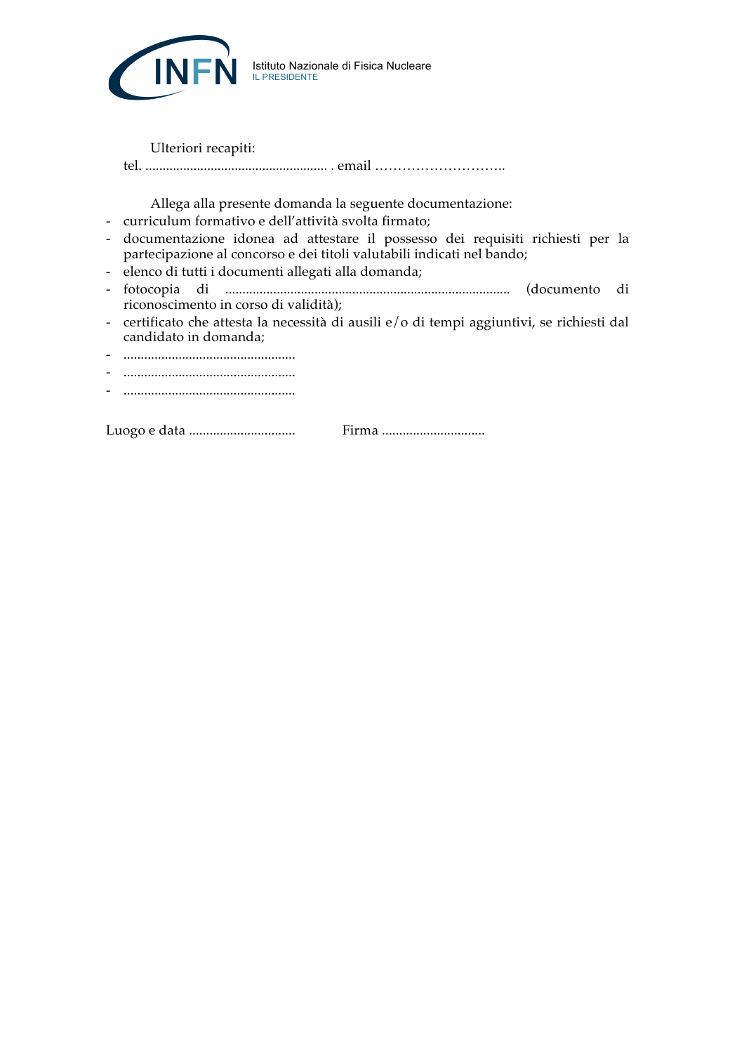Ulteriori recapiti:

tel. ..................................................... . email ………………………..

Allega alla presente domanda la seguente documentazione:

- curriculum formativo e dell'attività svolta firmato;
- documentazione idonea ad attestare il possesso dei requisiti richiesti per la partecipazione al concorso e dei titoli valutabili indicati nel bando;
- elenco di tutti i documenti allegati alla domanda;
- fotocopia di ................................................................................... (documento di riconoscimento in corso di validità);
- certificato che attesta la necessità di ausili e/o di tempi aggiuntivi, se richiesti dal candidato in domanda;
- ..................................................
- ..................................................
- ..................................................

Luogo e data ...............................     Firma ..............................